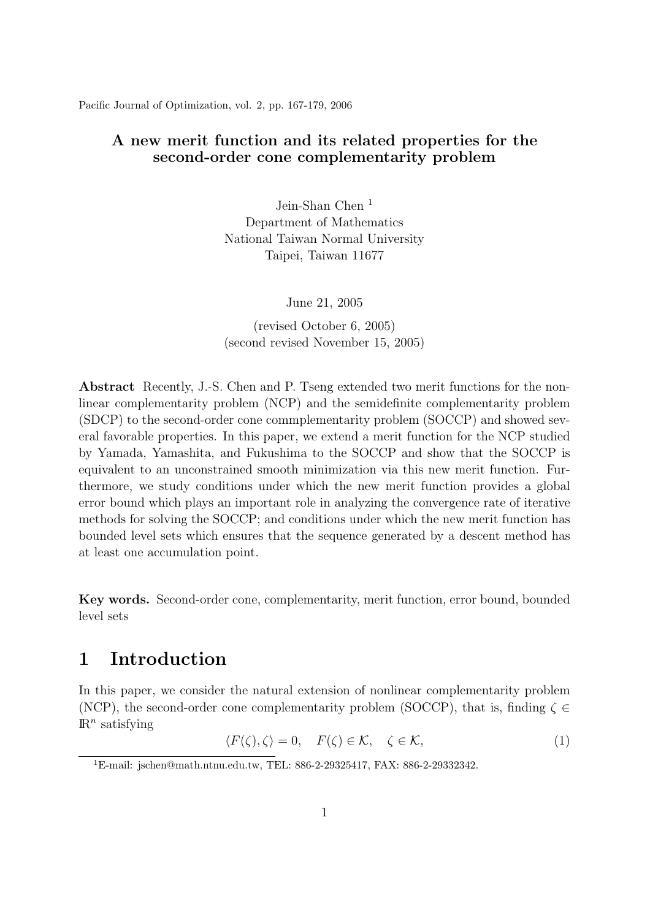Pacific Journal of Optimization, vol. 2, pp. 167-179, 2006

# A new merit function and its related properties for the second-order cone complementarity problem

Jein-Shan Chen [1]
Department of Mathematics
National Taiwan Normal University
Taipei, Taiwan 11677

June 21, 2005

(revised October 6, 2005)
(second revised November 15, 2005)

**Abstract** Recently, J.-S. Chen and P. Tseng extended two merit functions for the nonlinear complementarity problem (NCP) and the semidefinite complementarity problem (SDCP) to the second-order cone commplementarity problem (SOCCP) and showed several favorable properties. In this paper, we extend a merit function for the NCP studied by Yamada, Yamashita, and Fukushima to the SOCCP and show that the SOCCP is equivalent to an unconstrained smooth minimization via this new merit function. Furthermore, we study conditions under which the new merit function provides a global error bound which plays an important role in analyzing the convergence rate of iterative methods for solving the SOCCP; and conditions under which the new merit function has bounded level sets which ensures that the sequence generated by a descent method has at least one accumulation point.

**Key words.** Second-order cone, complementarity, merit function, error bound, bounded level sets

## 1 Introduction

In this paper, we consider the natural extension of nonlinear complementarity problem (NCP), the second-order cone complementarity problem (SOCCP), that is, finding $\zeta \in \mathbb{R}^n$ satisfying

$$\langle F(\zeta), \zeta \rangle = 0, \quad F(\zeta) \in \mathcal{K}, \quad \zeta \in \mathcal{K}, \tag{1}$$

[1] E-mail: jschen@math.ntnu.edu.tw, TEL: 886-2-29325417, FAX: 886-2-29332342.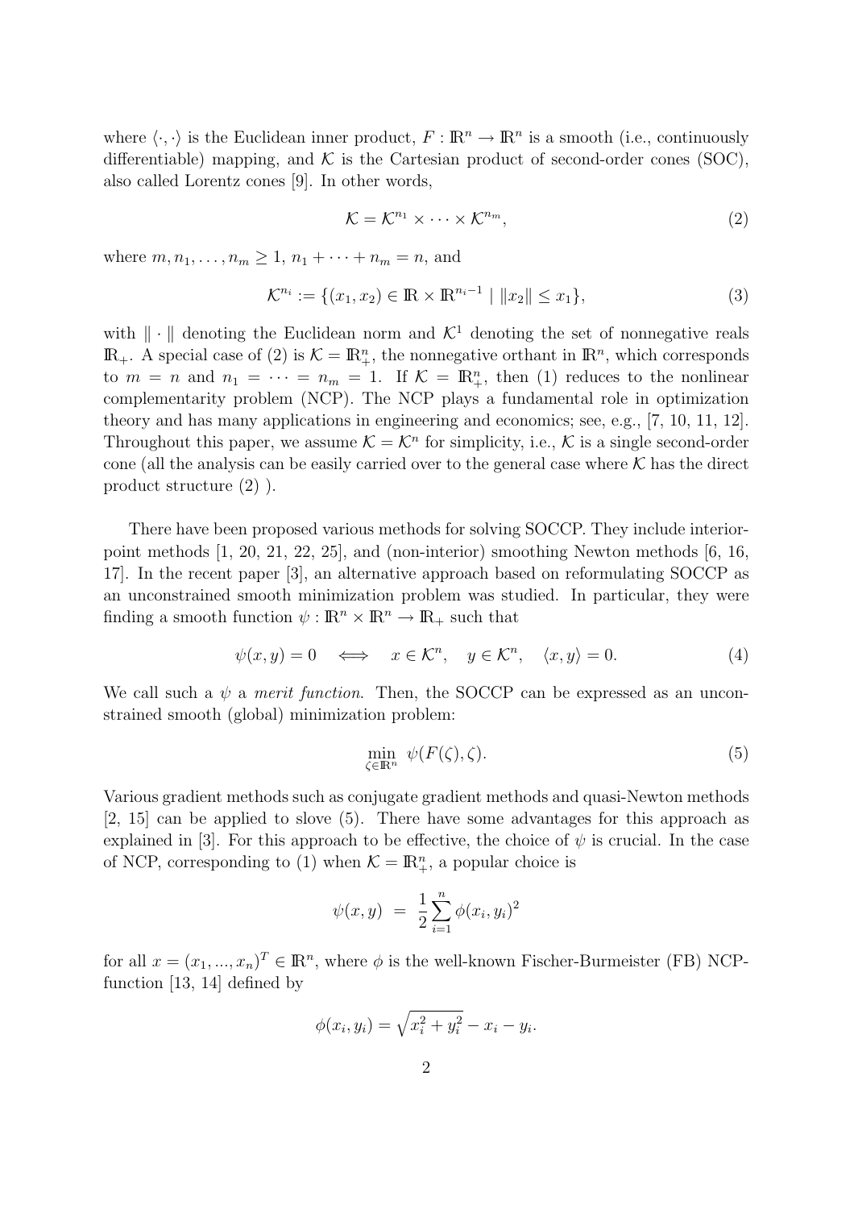where $\langle \cdot, \cdot \rangle$ is the Euclidean inner product, $F : \mathbb{R}^n \to \mathbb{R}^n$ is a smooth (i.e., continuously differentiable) mapping, and $\mathcal{K}$ is the Cartesian product of second-order cones (SOC), also called Lorentz cones [9]. In other words,

$$\mathcal{K} = \mathcal{K}^{n_1} \times \cdots \times \mathcal{K}^{n_m}, \tag{2}$$

where $m, n_1, \ldots, n_m \geq 1$, $n_1 + \cdots + n_m = n$, and

$$\mathcal{K}^{n_i} := \{(x_1, x_2) \in \mathbb{R} \times \mathbb{R}^{n_i - 1} \mid \|x_2\| \leq x_1\}, \tag{3}$$

with $\|\cdot\|$ denoting the Euclidean norm and $\mathcal{K}^1$ denoting the set of nonnegative reals $\mathbb{R}_+$. A special case of (2) is $\mathcal{K} = \mathbb{R}^n_+$, the nonnegative orthant in $\mathbb{R}^n$, which corresponds to $m = n$ and $n_1 = \cdots = n_m = 1$. If $\mathcal{K} = \mathbb{R}^n_+$, then (1) reduces to the nonlinear complementarity problem (NCP). The NCP plays a fundamental role in optimization theory and has many applications in engineering and economics; see, e.g., [7, 10, 11, 12]. Throughout this paper, we assume $\mathcal{K} = \mathcal{K}^n$ for simplicity, i.e., $\mathcal{K}$ is a single second-order cone (all the analysis can be easily carried over to the general case where $\mathcal{K}$ has the direct product structure (2) ).

There have been proposed various methods for solving SOCCP. They include interior-point methods [1, 20, 21, 22, 25], and (non-interior) smoothing Newton methods [6, 16, 17]. In the recent paper [3], an alternative approach based on reformulating SOCCP as an unconstrained smooth minimization problem was studied. In particular, they were finding a smooth function $\psi : \mathbb{R}^n \times \mathbb{R}^n \to \mathbb{R}_+$ such that

$$\psi(x, y) = 0 \quad \Longleftrightarrow \quad x \in \mathcal{K}^n, \quad y \in \mathcal{K}^n, \quad \langle x, y \rangle = 0. \tag{4}$$

We call such a $\psi$ a *merit function*. Then, the SOCCP can be expressed as an unconstrained smooth (global) minimization problem:

$$\min_{\zeta \in \mathbb{R}^n} \; \psi(F(\zeta), \zeta). \tag{5}$$

Various gradient methods such as conjugate gradient methods and quasi-Newton methods [2, 15] can be applied to slove (5). There have some advantages for this approach as explained in [3]. For this approach to be effective, the choice of $\psi$ is crucial. In the case of NCP, corresponding to (1) when $\mathcal{K} = \mathbb{R}^n_+$, a popular choice is

$$\psi(x, y) \;=\; \frac{1}{2} \sum_{i=1}^{n} \phi(x_i, y_i)^2$$

for all $x = (x_1, ..., x_n)^T \in \mathbb{R}^n$, where $\phi$ is the well-known Fischer-Burmeister (FB) NCP-function [13, 14] defined by

$$\phi(x_i, y_i) = \sqrt{x_i^2 + y_i^2} - x_i - y_i.$$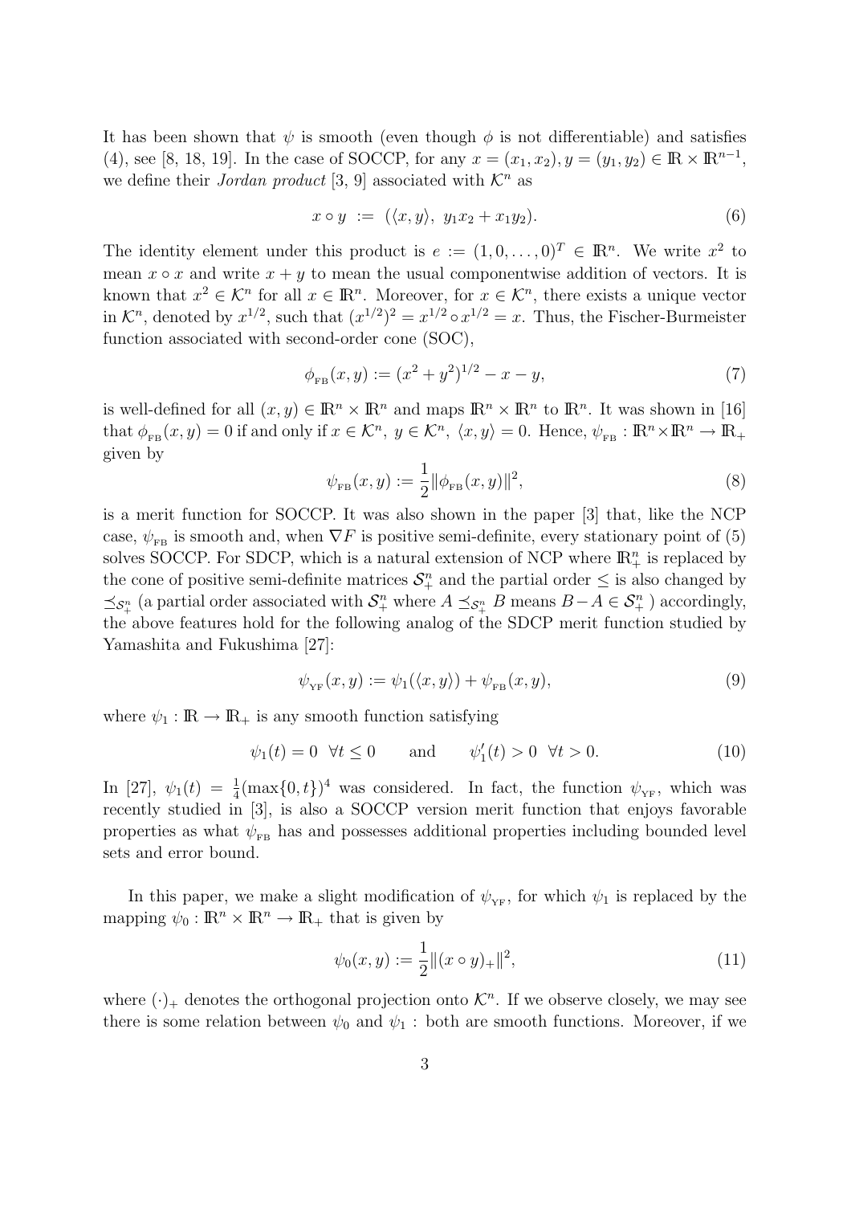It has been shown that $\psi$ is smooth (even though $\phi$ is not differentiable) and satisfies (4), see [8, 18, 19]. In the case of SOCCP, for any $x = (x_1, x_2), y = (y_1, y_2) \in \mathbb{R} \times \mathbb{R}^{n-1}$, we define their *Jordan product* [3, 9] associated with $\mathcal{K}^n$ as

$$x \circ y \ := \ (\langle x, y \rangle, \ y_1 x_2 + x_1 y_2). \tag{6}$$

The identity element under this product is $e := (1, 0, \ldots, 0)^T \in \mathbb{R}^n$. We write $x^2$ to mean $x \circ x$ and write $x + y$ to mean the usual componentwise addition of vectors. It is known that $x^2 \in \mathcal{K}^n$ for all $x \in \mathbb{R}^n$. Moreover, for $x \in \mathcal{K}^n$, there exists a unique vector in $\mathcal{K}^n$, denoted by $x^{1/2}$, such that $(x^{1/2})^2 = x^{1/2} \circ x^{1/2} = x$. Thus, the Fischer-Burmeister function associated with second-order cone (SOC),

$$\phi_{_{\rm FB}}(x, y) := (x^2 + y^2)^{1/2} - x - y, \tag{7}$$

is well-defined for all $(x, y) \in \mathbb{R}^n \times \mathbb{R}^n$ and maps $\mathbb{R}^n \times \mathbb{R}^n$ to $\mathbb{R}^n$. It was shown in [16] that $\phi_{_{\rm FB}}(x, y) = 0$ if and only if $x \in \mathcal{K}^n, \ y \in \mathcal{K}^n, \ \langle x, y \rangle = 0$. Hence, $\psi_{_{\rm FB}} : \mathbb{R}^n \times \mathbb{R}^n \to \mathbb{R}_+$ given by

$$\psi_{_{\rm FB}}(x, y) := \frac{1}{2} \|\phi_{_{\rm FB}}(x, y)\|^2, \tag{8}$$

is a merit function for SOCCP. It was also shown in the paper [3] that, like the NCP case, $\psi_{_{\rm FB}}$ is smooth and, when $\nabla F$ is positive semi-definite, every stationary point of (5) solves SOCCP. For SDCP, which is a natural extension of NCP where $\mathbb{R}^n_+$ is replaced by the cone of positive semi-definite matrices $\mathcal{S}^n_+$ and the partial order $\leq$ is also changed by $\preceq_{\mathcal{S}^n_+}$ (a partial order associated with $\mathcal{S}^n_+$ where $A \preceq_{\mathcal{S}^n_+} B$ means $B - A \in \mathcal{S}^n_+$ ) accordingly, the above features hold for the following analog of the SDCP merit function studied by Yamashita and Fukushima [27]:

$$\psi_{_{\rm YF}}(x, y) := \psi_1(\langle x, y \rangle) + \psi_{_{\rm FB}}(x, y), \tag{9}$$

where $\psi_1 : \mathbb{R} \to \mathbb{R}_+$ is any smooth function satisfying

$$\psi_1(t) = 0 \ \ \forall t \leq 0 \qquad \text{and} \qquad \psi_1'(t) > 0 \ \ \forall t > 0. \tag{10}$$

In [27], $\psi_1(t) = \frac{1}{4}(\max\{0, t\})^4$ was considered. In fact, the function $\psi_{_{\rm YF}}$, which was recently studied in [3], is also a SOCCP version merit function that enjoys favorable properties as what $\psi_{_{\rm FB}}$ has and possesses additional properties including bounded level sets and error bound.

In this paper, we make a slight modification of $\psi_{_{\rm YF}}$, for which $\psi_1$ is replaced by the mapping $\psi_0 : \mathbb{R}^n \times \mathbb{R}^n \to \mathbb{R}_+$ that is given by

$$\psi_0(x, y) := \frac{1}{2} \|(x \circ y)_+\|^2, \tag{11}$$

where $(\cdot)_+$ denotes the orthogonal projection onto $\mathcal{K}^n$. If we observe closely, we may see there is some relation between $\psi_0$ and $\psi_1$ : both are smooth functions. Moreover, if we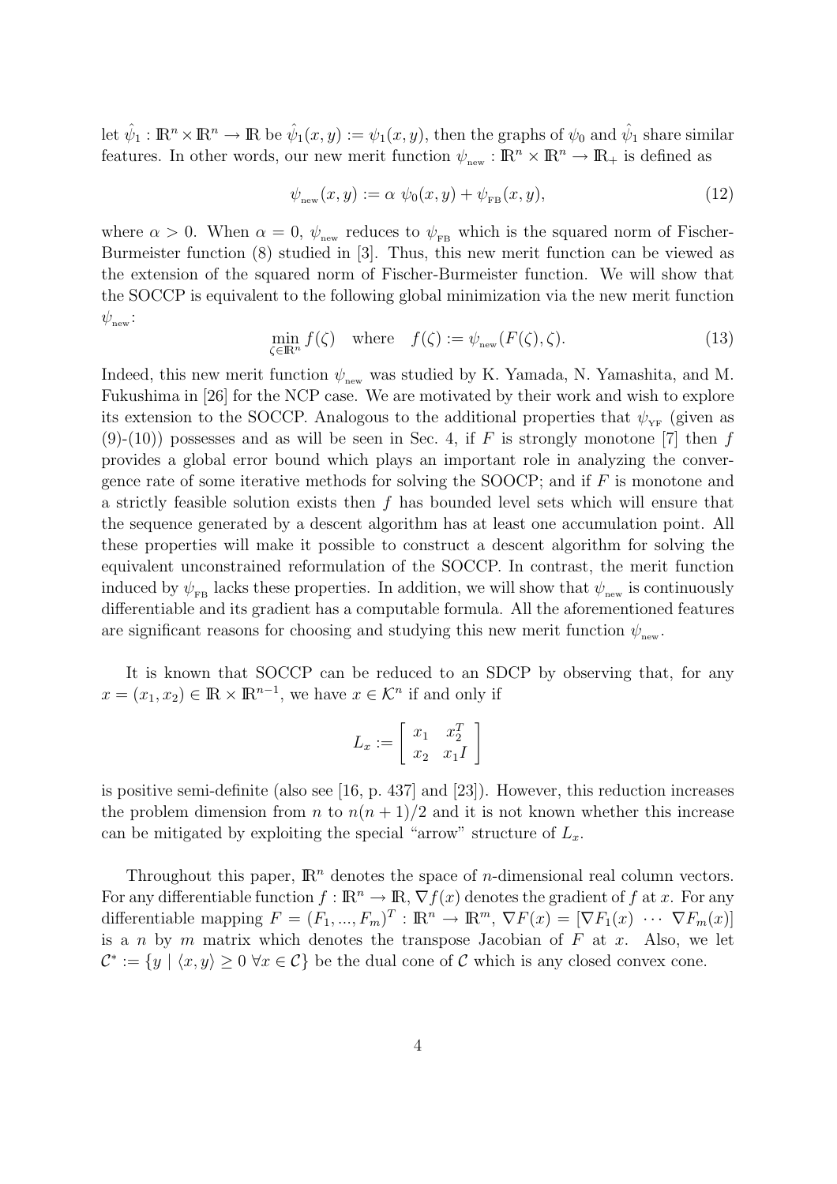let $\hat{\psi}_1 : \mathbb{R}^n \times \mathbb{R}^n \to \mathbb{R}$ be $\hat{\psi}_1(x, y) := \psi_1(x, y)$, then the graphs of $\psi_0$ and $\hat{\psi}_1$ share similar features. In other words, our new merit function $\psi_{\text{new}} : \mathbb{R}^n \times \mathbb{R}^n \to \mathbb{R}_+$ is defined as

$$\psi_{\text{new}}(x, y) := \alpha \ \psi_0(x, y) + \psi_{\text{FB}}(x, y), \tag{12}$$

where $\alpha > 0$. When $\alpha = 0$, $\psi_{\text{new}}$ reduces to $\psi_{\text{FB}}$ which is the squared norm of Fischer-Burmeister function (8) studied in [3]. Thus, this new merit function can be viewed as the extension of the squared norm of Fischer-Burmeister function. We will show that the SOCCP is equivalent to the following global minimization via the new merit function $\psi_{\text{new}}$:

$$\min_{\zeta \in \mathbb{R}^n} f(\zeta) \quad \text{where} \quad f(\zeta) := \psi_{\text{new}}(F(\zeta), \zeta). \tag{13}$$

Indeed, this new merit function $\psi_{\text{new}}$ was studied by K. Yamada, N. Yamashita, and M. Fukushima in [26] for the NCP case. We are motivated by their work and wish to explore its extension to the SOCCP. Analogous to the additional properties that $\psi_{\text{YF}}$ (given as (9)-(10)) possesses and as will be seen in Sec. 4, if $F$ is strongly monotone [7] then $f$ provides a global error bound which plays an important role in analyzing the convergence rate of some iterative methods for solving the SOOCP; and if $F$ is monotone and a strictly feasible solution exists then $f$ has bounded level sets which will ensure that the sequence generated by a descent algorithm has at least one accumulation point. All these properties will make it possible to construct a descent algorithm for solving the equivalent unconstrained reformulation of the SOCCP. In contrast, the merit function induced by $\psi_{\text{FB}}$ lacks these properties. In addition, we will show that $\psi_{\text{new}}$ is continuously differentiable and its gradient has a computable formula. All the aforementioned features are significant reasons for choosing and studying this new merit function $\psi_{\text{new}}$.

It is known that SOCCP can be reduced to an SDCP by observing that, for any $x = (x_1, x_2) \in \mathbb{R} \times \mathbb{R}^{n-1}$, we have $x \in \mathcal{K}^n$ if and only if

$$L_x := \begin{bmatrix} x_1 & x_2^T \\ x_2 & x_1 I \end{bmatrix}$$

is positive semi-definite (also see [16, p. 437] and [23]). However, this reduction increases the problem dimension from $n$ to $n(n+1)/2$ and it is not known whether this increase can be mitigated by exploiting the special "arrow" structure of $L_x$.

Throughout this paper, $\mathbb{R}^n$ denotes the space of $n$-dimensional real column vectors. For any differentiable function $f : \mathbb{R}^n \to \mathbb{R}$, $\nabla f(x)$ denotes the gradient of $f$ at $x$. For any differentiable mapping $F = (F_1, ..., F_m)^T : \mathbb{R}^n \to \mathbb{R}^m$, $\nabla F(x) = [\nabla F_1(x) \ \cdots \ \nabla F_m(x)]$ is a $n$ by $m$ matrix which denotes the transpose Jacobian of $F$ at $x$. Also, we let $\mathcal{C}^* := \{y \mid \langle x, y \rangle \geq 0 \ \forall x \in \mathcal{C}\}$ be the dual cone of $\mathcal{C}$ which is any closed convex cone.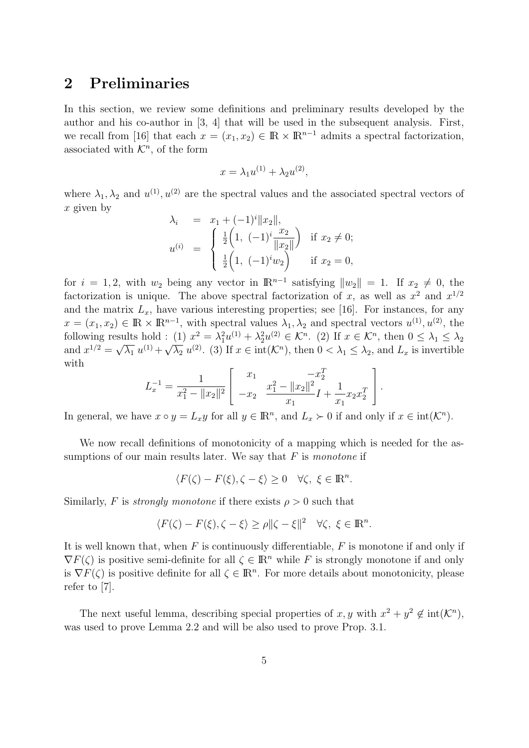## 2 Preliminaries

In this section, we review some definitions and preliminary results developed by the author and his co-author in [3, 4] that will be used in the subsequent analysis. First, we recall from [16] that each $x = (x_1, x_2) \in \mathbb{R} \times \mathbb{R}^{n-1}$ admits a spectral factorization, associated with $\mathcal{K}^n$, of the form

$$x = \lambda_1 u^{(1)} + \lambda_2 u^{(2)},$$

where $\lambda_1, \lambda_2$ and $u^{(1)}, u^{(2)}$ are the spectral values and the associated spectral vectors of $x$ given by

$$\begin{aligned}
\lambda_i &= x_1 + (-1)^i \|x_2\|, \\
u^{(i)} &= \begin{cases} \frac{1}{2}\Big(1,\ (-1)^i \dfrac{x_2}{\|x_2\|}\Big) & \text{if } x_2 \neq 0; \\ \frac{1}{2}\Big(1,\ (-1)^i w_2\Big) & \text{if } x_2 = 0, \end{cases}
\end{aligned}$$

for $i = 1, 2$, with $w_2$ being any vector in $\mathbb{R}^{n-1}$ satisfying $\|w_2\| = 1$. If $x_2 \neq 0$, the factorization is unique. The above spectral factorization of $x$, as well as $x^2$ and $x^{1/2}$ and the matrix $L_x$, have various interesting properties; see [16]. For instances, for any $x = (x_1, x_2) \in \mathbb{R} \times \mathbb{R}^{n-1}$, with spectral values $\lambda_1, \lambda_2$ and spectral vectors $u^{(1)}, u^{(2)}$, the following results hold : (1) $x^2 = \lambda_1^2 u^{(1)} + \lambda_2^2 u^{(2)} \in \mathcal{K}^n$. (2) If $x \in \mathcal{K}^n$, then $0 \leq \lambda_1 \leq \lambda_2$ and $x^{1/2} = \sqrt{\lambda_1}\, u^{(1)} + \sqrt{\lambda_2}\, u^{(2)}$. (3) If $x \in \mathrm{int}(\mathcal{K}^n)$, then $0 < \lambda_1 \leq \lambda_2$, and $L_x$ is invertible with

$$L_x^{-1} = \frac{1}{x_1^2 - \|x_2\|^2} \begin{bmatrix} x_1 & -x_2^T \\ -x_2 & \dfrac{x_1^2 - \|x_2\|^2}{x_1} I + \dfrac{1}{x_1} x_2 x_2^T \end{bmatrix}.$$

In general, we have $x \circ y = L_x y$ for all $y \in \mathbb{R}^n$, and $L_x \succ 0$ if and only if $x \in \mathrm{int}(\mathcal{K}^n)$.

We now recall definitions of monotonicity of a mapping which is needed for the assumptions of our main results later. We say that $F$ is *monotone* if

$$\langle F(\zeta) - F(\xi), \zeta - \xi \rangle \geq 0 \quad \forall \zeta,\ \xi \in \mathbb{R}^n.$$

Similarly, $F$ is *strongly monotone* if there exists $\rho > 0$ such that

$$\langle F(\zeta) - F(\xi), \zeta - \xi \rangle \geq \rho \|\zeta - \xi\|^2 \quad \forall \zeta,\ \xi \in \mathbb{R}^n.$$

It is well known that, when $F$ is continuously differentiable, $F$ is monotone if and only if $\nabla F(\zeta)$ is positive semi-definite for all $\zeta \in \mathbb{R}^n$ while $F$ is strongly monotone if and only is $\nabla F(\zeta)$ is positive definite for all $\zeta \in \mathbb{R}^n$. For more details about monotonicity, please refer to [7].

The next useful lemma, describing special properties of $x, y$ with $x^2 + y^2 \notin \mathrm{int}(\mathcal{K}^n)$, was used to prove Lemma 2.2 and will be also used to prove Prop. 3.1.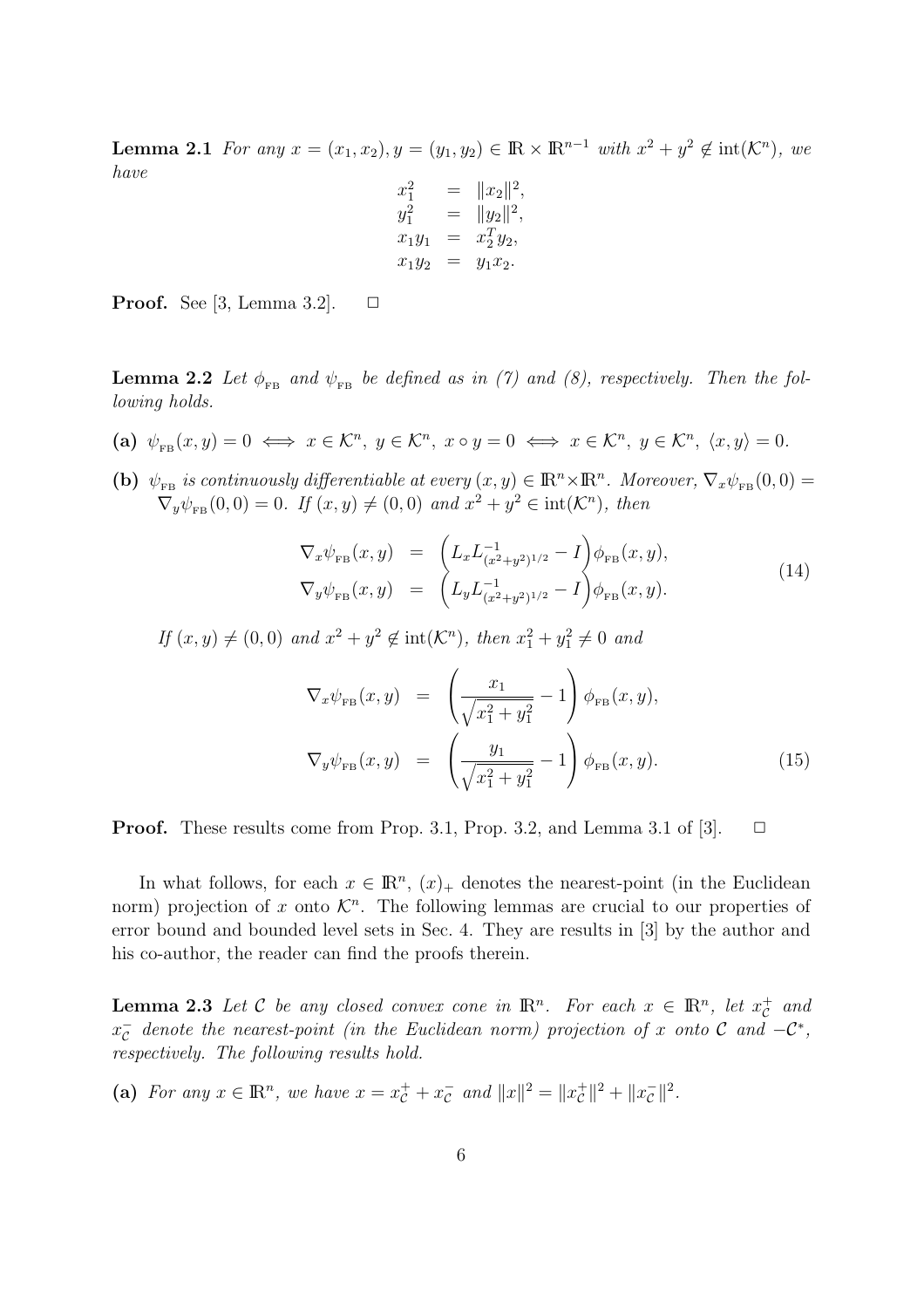**Lemma 2.1** *For any $x = (x_1, x_2), y = (y_1, y_2) \in \mathbb{R} \times \mathbb{R}^{n-1}$ with $x^2 + y^2 \notin \text{int}(\mathcal{K}^n)$, we have*

$$
\begin{aligned}
x_1^2 &= \|x_2\|^2, \\
y_1^2 &= \|y_2\|^2, \\
x_1 y_1 &= x_2^T y_2, \\
x_1 y_2 &= y_1 x_2.
\end{aligned}
$$

**Proof.** See [3, Lemma 3.2]. $\square$

**Lemma 2.2** *Let $\phi_{\text{FB}}$ and $\psi_{\text{FB}}$ be defined as in (7) and (8), respectively. Then the following holds.*

**(a)** $\psi_{\text{FB}}(x, y) = 0 \iff x \in \mathcal{K}^n,\ y \in \mathcal{K}^n,\ x \circ y = 0 \iff x \in \mathcal{K}^n,\ y \in \mathcal{K}^n,\ \langle x, y \rangle = 0.$

**(b)** *$\psi_{\text{FB}}$ is continuously differentiable at every $(x, y) \in \mathbb{R}^n \times \mathbb{R}^n$. Moreover, $\nabla_x \psi_{\text{FB}}(0, 0) = \nabla_y \psi_{\text{FB}}(0, 0) = 0$. If $(x, y) \neq (0, 0)$ and $x^2 + y^2 \in \text{int}(\mathcal{K}^n)$, then*

$$
\begin{aligned}
\nabla_x \psi_{\text{FB}}(x, y) &= \left( L_x L^{-1}_{(x^2+y^2)^{1/2}} - I \right) \phi_{\text{FB}}(x, y), \\
\nabla_y \psi_{\text{FB}}(x, y) &= \left( L_y L^{-1}_{(x^2+y^2)^{1/2}} - I \right) \phi_{\text{FB}}(x, y).
\end{aligned}
\tag{14}
$$

*If $(x, y) \neq (0, 0)$ and $x^2 + y^2 \notin \text{int}(\mathcal{K}^n)$, then $x_1^2 + y_1^2 \neq 0$ and*

$$
\begin{aligned}
\nabla_x \psi_{\text{FB}}(x, y) &= \left( \frac{x_1}{\sqrt{x_1^2 + y_1^2}} - 1 \right) \phi_{\text{FB}}(x, y), \\
\nabla_y \psi_{\text{FB}}(x, y) &= \left( \frac{y_1}{\sqrt{x_1^2 + y_1^2}} - 1 \right) \phi_{\text{FB}}(x, y).
\end{aligned}
\tag{15}
$$

**Proof.** These results come from Prop. 3.1, Prop. 3.2, and Lemma 3.1 of [3]. $\square$

In what follows, for each $x \in \mathbb{R}^n$, $(x)_+$ denotes the nearest-point (in the Euclidean norm) projection of $x$ onto $\mathcal{K}^n$. The following lemmas are crucial to our properties of error bound and bounded level sets in Sec. 4. They are results in [3] by the author and his co-author, the reader can find the proofs therein.

**Lemma 2.3** *Let $\mathcal{C}$ be any closed convex cone in $\mathbb{R}^n$. For each $x \in \mathbb{R}^n$, let $x_{\mathcal{C}}^+$ and $x_{\mathcal{C}}^-$ denote the nearest-point (in the Euclidean norm) projection of $x$ onto $\mathcal{C}$ and $-\mathcal{C}^*$, respectively. The following results hold.*

**(a)** *For any $x \in \mathbb{R}^n$, we have $x = x_{\mathcal{C}}^+ + x_{\mathcal{C}}^-$ and $\|x\|^2 = \|x_{\mathcal{C}}^+\|^2 + \|x_{\mathcal{C}}^-\|^2$.*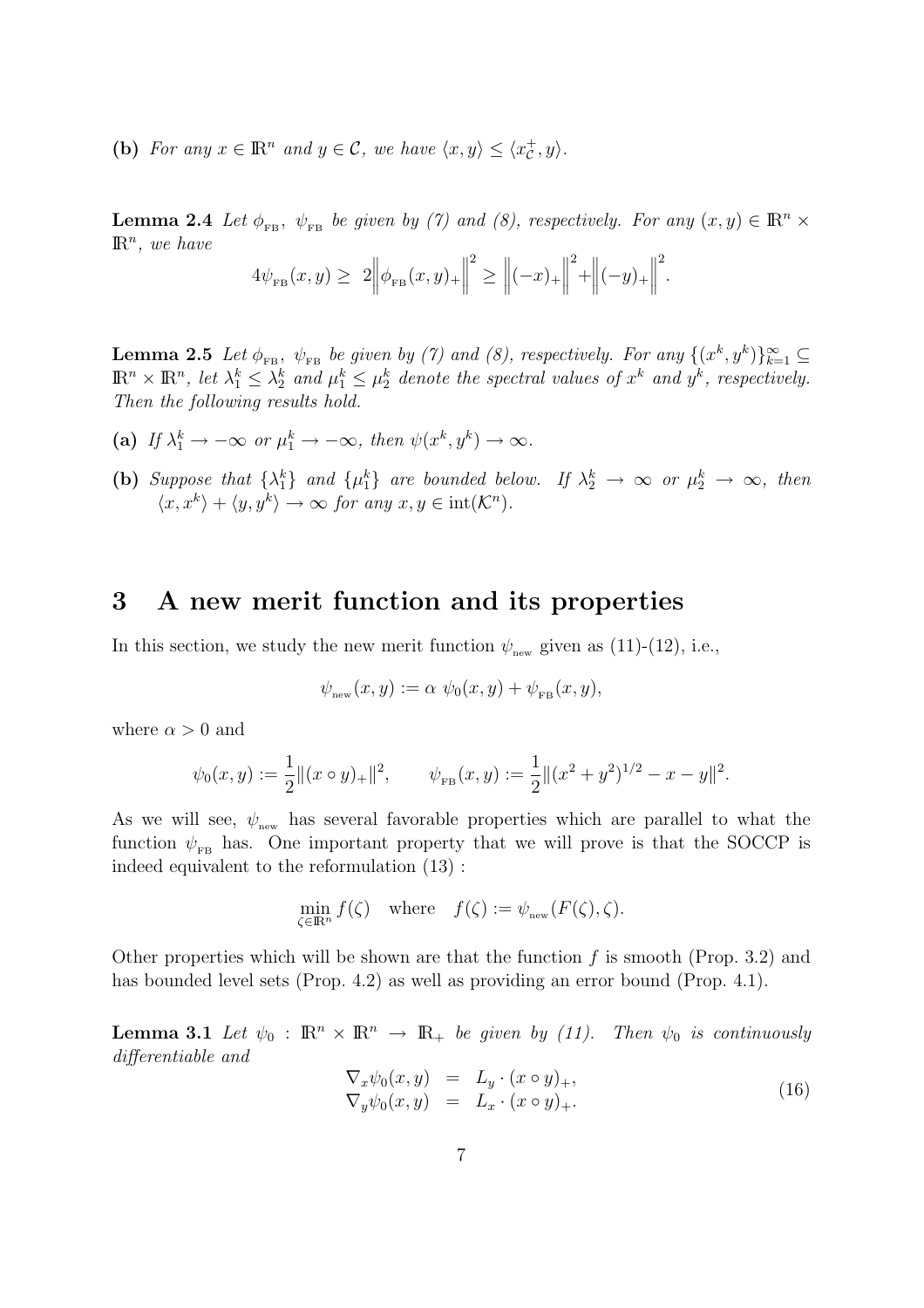**(b)** *For any $x \in \mathbb{R}^n$ and $y \in \mathcal{C}$, we have $\langle x, y \rangle \leq \langle x_{\mathcal{C}}^+, y \rangle$.*

**Lemma 2.4** *Let $\phi_{\text{FB}}$, $\psi_{\text{FB}}$ be given by (7) and (8), respectively. For any $(x, y) \in \mathbb{R}^n \times \mathbb{R}^n$, we have*

$$4\psi_{\text{FB}}(x, y) \geq 2\left\|\phi_{\text{FB}}(x, y)_+\right\|^2 \geq \left\|(-x)_+\right\|^2 + \left\|(-y)_+\right\|^2.$$

**Lemma 2.5** *Let $\phi_{\text{FB}}$, $\psi_{\text{FB}}$ be given by (7) and (8), respectively. For any $\{(x^k, y^k)\}_{k=1}^{\infty} \subseteq \mathbb{R}^n \times \mathbb{R}^n$, let $\lambda_1^k \leq \lambda_2^k$ and $\mu_1^k \leq \mu_2^k$ denote the spectral values of $x^k$ and $y^k$, respectively. Then the following results hold.*

**(a)** *If $\lambda_1^k \to -\infty$ or $\mu_1^k \to -\infty$, then $\psi(x^k, y^k) \to \infty$.*

**(b)** *Suppose that $\{\lambda_1^k\}$ and $\{\mu_1^k\}$ are bounded below. If $\lambda_2^k \to \infty$ or $\mu_2^k \to \infty$, then $\langle x, x^k \rangle + \langle y, y^k \rangle \to \infty$ for any $x, y \in \text{int}(\mathcal{K}^n)$.*

# 3 A new merit function and its properties

In this section, we study the new merit function $\psi_{\text{new}}$ given as (11)-(12), i.e.,

$$\psi_{\text{new}}(x, y) := \alpha\ \psi_0(x, y) + \psi_{\text{FB}}(x, y),$$

where $\alpha > 0$ and

$$\psi_0(x, y) := \frac{1}{2}\|(x \circ y)_+\|^2, \qquad \psi_{\text{FB}}(x, y) := \frac{1}{2}\|(x^2 + y^2)^{1/2} - x - y\|^2.$$

As we will see, $\psi_{\text{new}}$ has several favorable properties which are parallel to what the function $\psi_{\text{FB}}$ has. One important property that we will prove is that the SOCCP is indeed equivalent to the reformulation (13) :

$$\min_{\zeta \in \mathbb{R}^n} f(\zeta) \quad \text{where} \quad f(\zeta) := \psi_{\text{new}}(F(\zeta), \zeta).$$

Other properties which will be shown are that the function $f$ is smooth (Prop. 3.2) and has bounded level sets (Prop. 4.2) as well as providing an error bound (Prop. 4.1).

**Lemma 3.1** *Let $\psi_0 : \mathbb{R}^n \times \mathbb{R}^n \to \mathbb{R}_+$ be given by (11). Then $\psi_0$ is continuously differentiable and*

$$\begin{aligned} \nabla_x \psi_0(x, y) &= L_y \cdot (x \circ y)_+, \\ \nabla_y \psi_0(x, y) &= L_x \cdot (x \circ y)_+. \end{aligned} \tag{16}$$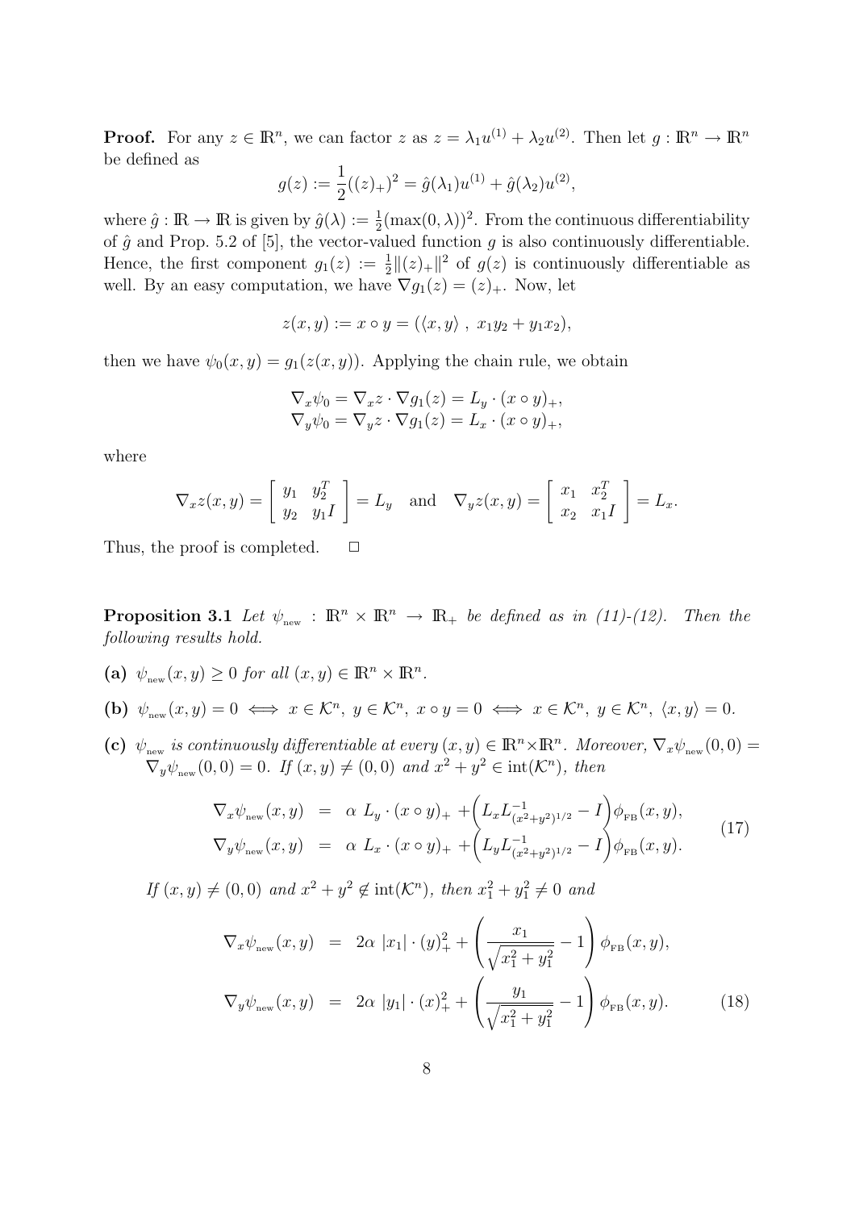**Proof.** For any $z \in \mathbb{R}^n$, we can factor $z$ as $z = \lambda_1 u^{(1)} + \lambda_2 u^{(2)}$. Then let $g : \mathbb{R}^n \to \mathbb{R}^n$ be defined as

$$g(z) := \frac{1}{2}((z)_+)^2 = \hat{g}(\lambda_1)u^{(1)} + \hat{g}(\lambda_2)u^{(2)},$$

where $\hat{g} : \mathbb{R} \to \mathbb{R}$ is given by $\hat{g}(\lambda) := \frac{1}{2}(\max(0, \lambda))^2$. From the continuous differentiability of $\hat{g}$ and Prop. 5.2 of [5], the vector-valued function $g$ is also continuously differentiable. Hence, the first component $g_1(z) := \frac{1}{2}\|(z)_+\|^2$ of $g(z)$ is continuously differentiable as well. By an easy computation, we have $\nabla g_1(z) = (z)_+$. Now, let

$$z(x, y) := x \circ y = (\langle x, y \rangle \ , \ x_1 y_2 + y_1 x_2),$$

then we have $\psi_0(x, y) = g_1(z(x, y))$. Applying the chain rule, we obtain

$$\begin{aligned}
\nabla_x \psi_0 &= \nabla_x z \cdot \nabla g_1(z) = L_y \cdot (x \circ y)_+, \\
\nabla_y \psi_0 &= \nabla_y z \cdot \nabla g_1(z) = L_x \cdot (x \circ y)_+,
\end{aligned}$$

where

$$\nabla_x z(x, y) = \begin{bmatrix} y_1 & y_2^T \\ y_2 & y_1 I \end{bmatrix} = L_y \quad \text{and} \quad \nabla_y z(x, y) = \begin{bmatrix} x_1 & x_2^T \\ x_2 & x_1 I \end{bmatrix} = L_x.$$

Thus, the proof is completed. $\square$

**Proposition 3.1** *Let $\psi_{\text{new}} : \mathbb{R}^n \times \mathbb{R}^n \to \mathbb{R}_+$ be defined as in (11)-(12). Then the following results hold.*

**(a)** *$\psi_{\text{new}}(x, y) \geq 0$ for all $(x, y) \in \mathbb{R}^n \times \mathbb{R}^n$.*

**(b)** *$\psi_{\text{new}}(x, y) = 0 \iff x \in \mathcal{K}^n,\ y \in \mathcal{K}^n,\ x \circ y = 0 \iff x \in \mathcal{K}^n,\ y \in \mathcal{K}^n,\ \langle x, y \rangle = 0$.*

**(c)** *$\psi_{\text{new}}$ is continuously differentiable at every $(x, y) \in \mathbb{R}^n \times \mathbb{R}^n$. Moreover, $\nabla_x \psi_{\text{new}}(0, 0) = \nabla_y \psi_{\text{new}}(0, 0) = 0$. If $(x, y) \neq (0, 0)$ and $x^2 + y^2 \in \text{int}(\mathcal{K}^n)$, then*

$$\begin{aligned}
\nabla_x \psi_{\text{new}}(x, y) &= \alpha \ L_y \cdot (x \circ y)_+ + \Big( L_x L^{-1}_{(x^2+y^2)^{1/2}} - I \Big) \phi_{\text{FB}}(x, y), \\
\nabla_y \psi_{\text{new}}(x, y) &= \alpha \ L_x \cdot (x \circ y)_+ + \Big( L_y L^{-1}_{(x^2+y^2)^{1/2}} - I \Big) \phi_{\text{FB}}(x, y).
\end{aligned} \tag{17}$$

*If $(x, y) \neq (0, 0)$ and $x^2 + y^2 \notin \text{int}(\mathcal{K}^n)$, then $x_1^2 + y_1^2 \neq 0$ and*

$$\begin{aligned}
\nabla_x \psi_{\text{new}}(x, y) &= 2\alpha \ |x_1| \cdot (y)_+^2 + \left( \frac{x_1}{\sqrt{x_1^2 + y_1^2}} - 1 \right) \phi_{\text{FB}}(x, y), \\
\nabla_y \psi_{\text{new}}(x, y) &= 2\alpha \ |y_1| \cdot (x)_+^2 + \left( \frac{y_1}{\sqrt{x_1^2 + y_1^2}} - 1 \right) \phi_{\text{FB}}(x, y).
\end{aligned} \tag{18}$$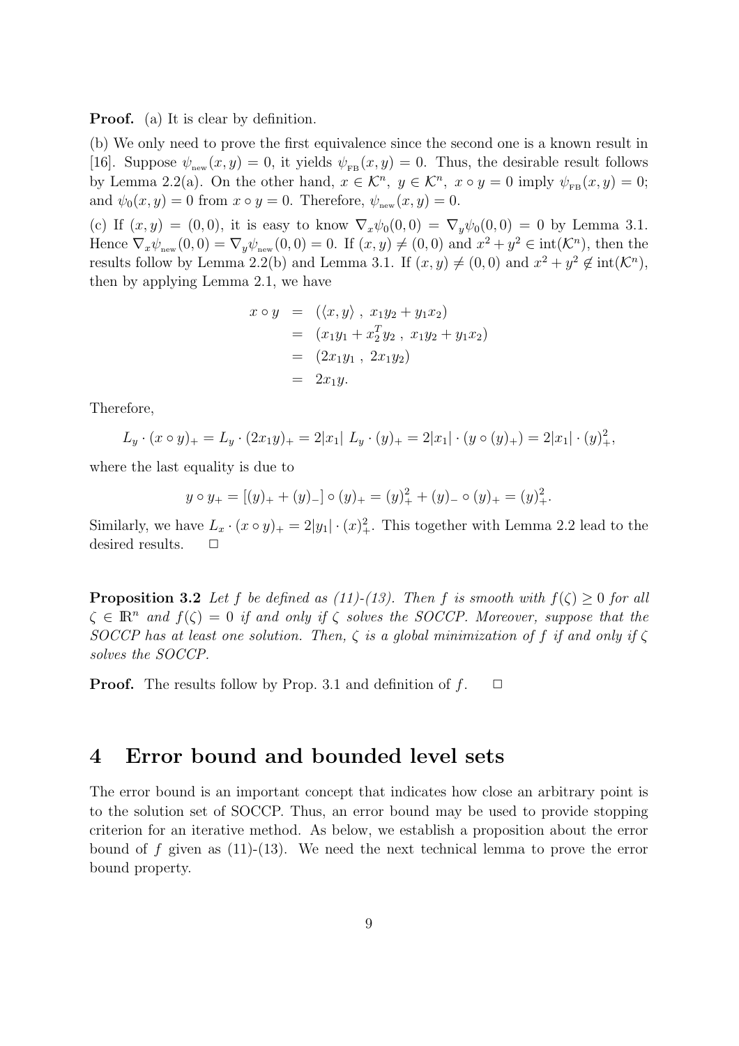**Proof.** (a) It is clear by definition.

(b) We only need to prove the first equivalence since the second one is a known result in [16]. Suppose $\psi_{\rm new}(x,y) = 0$, it yields $\psi_{\rm FB}(x,y) = 0$. Thus, the desirable result follows by Lemma 2.2(a). On the other hand, $x \in \mathcal{K}^n,\ y \in \mathcal{K}^n,\ x \circ y = 0$ imply $\psi_{\rm FB}(x,y) = 0$; and $\psi_0(x,y) = 0$ from $x \circ y = 0$. Therefore, $\psi_{\rm new}(x,y) = 0$.

(c) If $(x,y) = (0,0)$, it is easy to know $\nabla_x \psi_0(0,0) = \nabla_y \psi_0(0,0) = 0$ by Lemma 3.1. Hence $\nabla_x \psi_{\rm new}(0,0) = \nabla_y \psi_{\rm new}(0,0) = 0$. If $(x,y) \neq (0,0)$ and $x^2 + y^2 \in {\rm int}(\mathcal{K}^n)$, then the results follow by Lemma 2.2(b) and Lemma 3.1. If $(x,y) \neq (0,0)$ and $x^2 + y^2 \notin {\rm int}(\mathcal{K}^n)$, then by applying Lemma 2.1, we have

$$
\begin{aligned}
x \circ y &= (\langle x, y \rangle \ ,\ x_1 y_2 + y_1 x_2) \\
&= (x_1 y_1 + x_2^T y_2 \ ,\ x_1 y_2 + y_1 x_2) \\
&= (2x_1 y_1 \ ,\ 2x_1 y_2) \\
&= 2x_1 y.
\end{aligned}
$$

Therefore,

$$
L_y \cdot (x \circ y)_+ = L_y \cdot (2x_1 y)_+ = 2|x_1| \ L_y \cdot (y)_+ = 2|x_1| \cdot (y \circ (y)_+) = 2|x_1| \cdot (y)_+^2,
$$

where the last equality is due to

$$
y \circ y_+ = [(y)_+ + (y)_-] \circ (y)_+ = (y)_+^2 + (y)_- \circ (y)_+ = (y)_+^2.
$$

Similarly, we have $L_x \cdot (x \circ y)_+ = 2|y_1| \cdot (x)_+^2$. This together with Lemma 2.2 lead to the desired results. $\Box$

**Proposition 3.2** *Let $f$ be defined as (11)-(13). Then $f$ is smooth with $f(\zeta) \geq 0$ for all $\zeta \in \mathbb{R}^n$ and $f(\zeta) = 0$ if and only if $\zeta$ solves the SOCCP. Moreover, suppose that the SOCCP has at least one solution. Then, $\zeta$ is a global minimization of $f$ if and only if $\zeta$ solves the SOCCP.*

**Proof.** The results follow by Prop. 3.1 and definition of $f$. $\Box$

## 4 Error bound and bounded level sets

The error bound is an important concept that indicates how close an arbitrary point is to the solution set of SOCCP. Thus, an error bound may be used to provide stopping criterion for an iterative method. As below, we establish a proposition about the error bound of $f$ given as (11)-(13). We need the next technical lemma to prove the error bound property.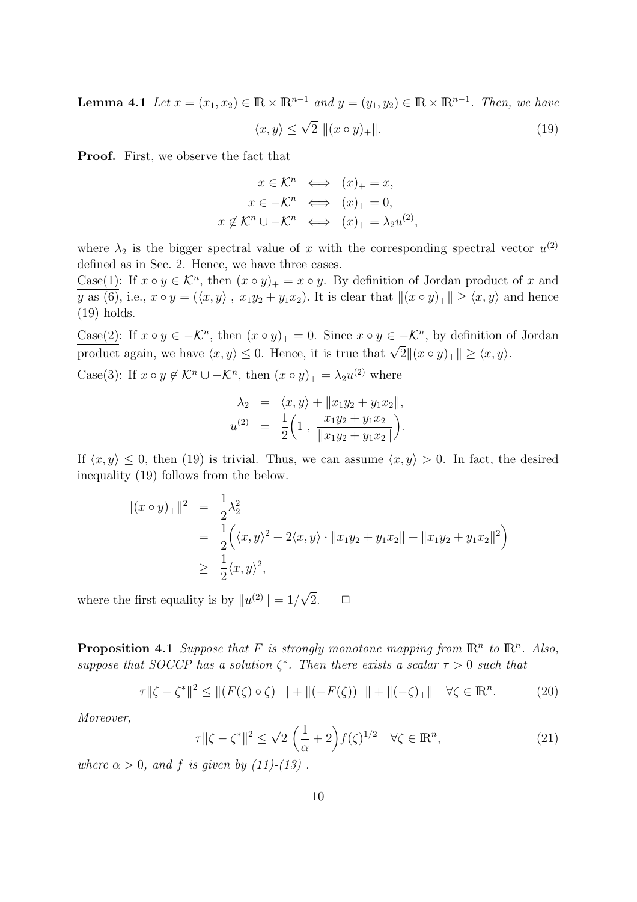**Lemma 4.1** *Let $x = (x_1, x_2) \in \mathbb{R} \times \mathbb{R}^{n-1}$ and $y = (y_1, y_2) \in \mathbb{R} \times \mathbb{R}^{n-1}$. Then, we have*

$$\langle x, y \rangle \leq \sqrt{2}\ \|(x \circ y)_+\|. \tag{19}$$

**Proof.** First, we observe the fact that

$$\begin{aligned} x \in \mathcal{K}^n &\iff (x)_+ = x, \\ x \in -\mathcal{K}^n &\iff (x)_+ = 0, \\ x \notin \mathcal{K}^n \cup -\mathcal{K}^n &\iff (x)_+ = \lambda_2 u^{(2)}, \end{aligned}$$

where $\lambda_2$ is the bigger spectral value of $x$ with the corresponding spectral vector $u^{(2)}$ defined as in Sec. 2. Hence, we have three cases.

Case(1): If $x \circ y \in \mathcal{K}^n$, then $(x \circ y)_+ = x \circ y$. By definition of Jordan product of $x$ and $y$ as (6), i.e., $x \circ y = (\langle x, y \rangle\ ,\ x_1 y_2 + y_1 x_2)$. It is clear that $\|(x \circ y)_+\| \geq \langle x, y \rangle$ and hence (19) holds.

Case(2): If $x \circ y \in -\mathcal{K}^n$, then $(x \circ y)_+ = 0$. Since $x \circ y \in -\mathcal{K}^n$, by definition of Jordan product again, we have $\langle x, y \rangle \leq 0$. Hence, it is true that $\sqrt{2}\|(x \circ y)_+\| \geq \langle x, y \rangle$.

Case(3): If $x \circ y \notin \mathcal{K}^n \cup -\mathcal{K}^n$, then $(x \circ y)_+ = \lambda_2 u^{(2)}$ where

$$\begin{aligned} \lambda_2 &= \langle x, y \rangle + \|x_1 y_2 + y_1 x_2\|, \\ u^{(2)} &= \frac{1}{2}\Big(1\ ,\ \frac{x_1 y_2 + y_1 x_2}{\|x_1 y_2 + y_1 x_2\|}\Big). \end{aligned}$$

If $\langle x, y \rangle \leq 0$, then (19) is trivial. Thus, we can assume $\langle x, y \rangle > 0$. In fact, the desired inequality (19) follows from the below.

$$\begin{aligned} \|(x \circ y)_+\|^2 &= \frac{1}{2}\lambda_2^2 \\ &= \frac{1}{2}\Big(\langle x, y \rangle^2 + 2\langle x, y \rangle \cdot \|x_1 y_2 + y_1 x_2\| + \|x_1 y_2 + y_1 x_2\|^2\Big) \\ &\geq \frac{1}{2}\langle x, y \rangle^2, \end{aligned}$$

where the first equality is by $\|u^{(2)}\| = 1/\sqrt{2}$. $\Box$

**Proposition 4.1** *Suppose that $F$ is strongly monotone mapping from $\mathbb{R}^n$ to $\mathbb{R}^n$. Also, suppose that SOCCP has a solution $\zeta^*$. Then there exists a scalar $\tau > 0$ such that*

$$\tau\|\zeta - \zeta^*\|^2 \leq \|(F(\zeta) \circ \zeta)_+\| + \|(-F(\zeta))_+\| + \|(-\zeta)_+\| \quad \forall \zeta \in \mathbb{R}^n. \tag{20}$$

*Moreover,*

$$\tau\|\zeta - \zeta^*\|^2 \leq \sqrt{2}\ \Big(\frac{1}{\alpha} + 2\Big) f(\zeta)^{1/2} \quad \forall \zeta \in \mathbb{R}^n, \tag{21}$$

*where $\alpha > 0$, and $f$ is given by (11)-(13) .*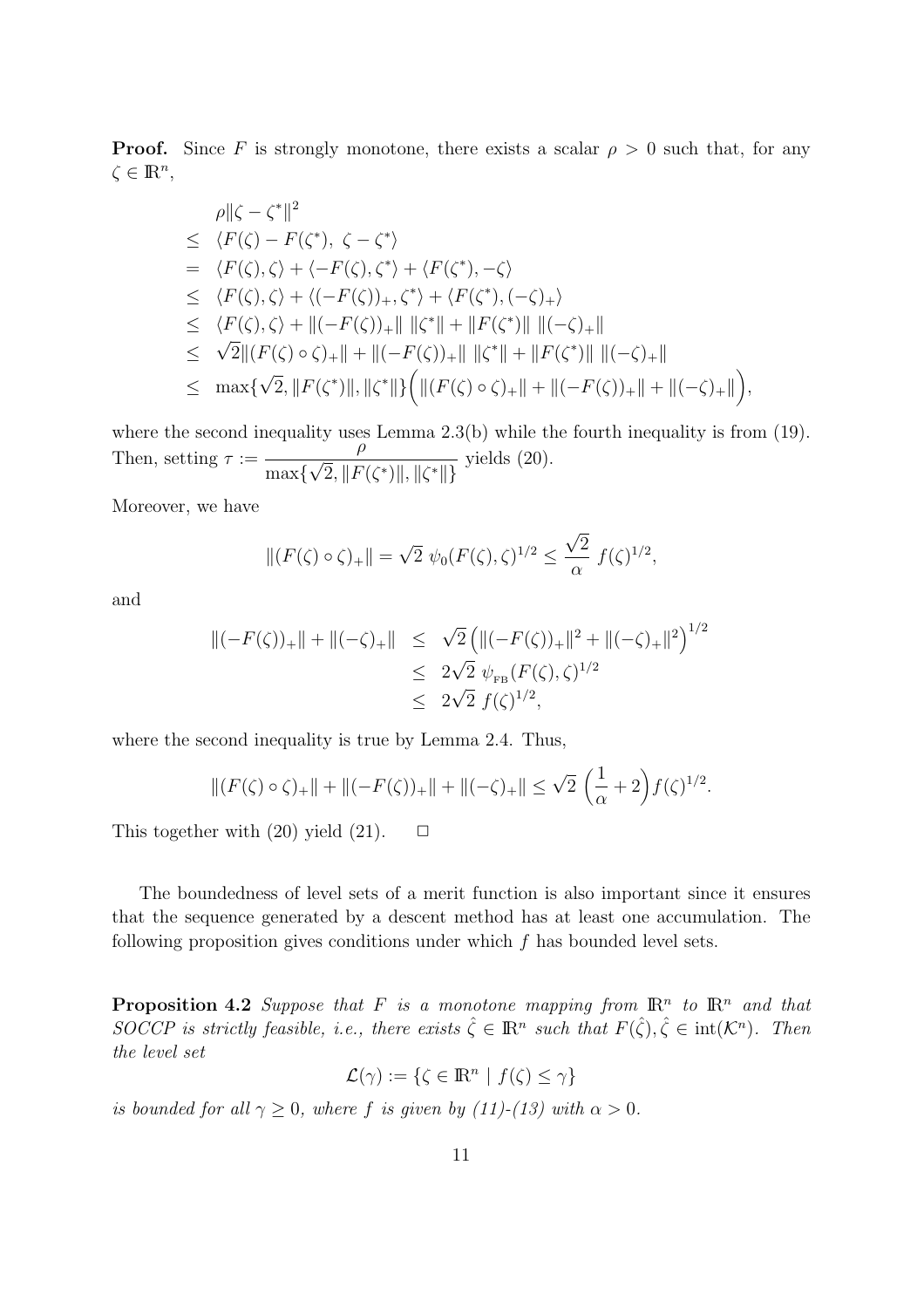**Proof.** Since $F$ is strongly monotone, there exists a scalar $\rho > 0$ such that, for any $\zeta \in \mathbb{R}^n$,

$$
\begin{aligned}
& \rho\|\zeta - \zeta^*\|^2 \\
\leq\ & \langle F(\zeta) - F(\zeta^*),\ \zeta - \zeta^* \rangle \\
=\ & \langle F(\zeta), \zeta \rangle + \langle -F(\zeta), \zeta^* \rangle + \langle F(\zeta^*), -\zeta \rangle \\
\leq\ & \langle F(\zeta), \zeta \rangle + \langle (-F(\zeta))_+, \zeta^* \rangle + \langle F(\zeta^*), (-\zeta)_+ \rangle \\
\leq\ & \langle F(\zeta), \zeta \rangle + \|(-F(\zeta))_+\| \ \|\zeta^*\| + \|F(\zeta^*)\| \ \|(-\zeta)_+\| \\
\leq\ & \sqrt{2}\|(F(\zeta) \circ \zeta)_+\| + \|(-F(\zeta))_+\| \ \|\zeta^*\| + \|F(\zeta^*)\| \ \|(-\zeta)_+\| \\
\leq\ & \max\{\sqrt{2}, \|F(\zeta^*)\|, \|\zeta^*\|\}\Big( \|(F(\zeta) \circ \zeta)_+\| + \|(-F(\zeta))_+\| + \|(-\zeta)_+\| \Big),
\end{aligned}
$$

where the second inequality uses Lemma 2.3(b) while the fourth inequality is from (19). Then, setting $\tau := \dfrac{\rho}{\max\{\sqrt{2}, \|F(\zeta^*)\|, \|\zeta^*\|\}}$ yields (20).

Moreover, we have

$$
\|(F(\zeta) \circ \zeta)_+\| = \sqrt{2}\ \psi_0(F(\zeta), \zeta)^{1/2} \leq \frac{\sqrt{2}}{\alpha}\ f(\zeta)^{1/2},
$$

and

$$
\begin{aligned}
\|(-F(\zeta))_+\| + \|(-\zeta)_+\| \ &\leq\ \sqrt{2}\left( \|(-F(\zeta))_+\|^2 + \|(-\zeta)_+\|^2 \right)^{1/2} \\
&\leq\ 2\sqrt{2}\ \psi_{\rm FB}(F(\zeta), \zeta)^{1/2} \\
&\leq\ 2\sqrt{2}\ f(\zeta)^{1/2},
\end{aligned}
$$

where the second inequality is true by Lemma 2.4. Thus,

$$
\|(F(\zeta) \circ \zeta)_+\| + \|(-F(\zeta))_+\| + \|(-\zeta)_+\| \leq \sqrt{2}\ \Big(\frac{1}{\alpha} + 2\Big) f(\zeta)^{1/2}.
$$

This together with (20) yield (21). $\Box$

The boundedness of level sets of a merit function is also important since it ensures that the sequence generated by a descent method has at least one accumulation. The following proposition gives conditions under which $f$ has bounded level sets.

**Proposition 4.2** *Suppose that $F$ is a monotone mapping from $\mathbb{R}^n$ to $\mathbb{R}^n$ and that SOCCP is strictly feasible, i.e., there exists $\hat{\zeta} \in \mathbb{R}^n$ such that $F(\hat{\zeta}), \hat{\zeta} \in \operatorname{int}(\mathcal{K}^n)$. Then the level set*

$$
\mathcal{L}(\gamma) := \{\zeta \in \mathbb{R}^n \mid f(\zeta) \leq \gamma\}
$$

*is bounded for all $\gamma \geq 0$, where $f$ is given by (11)-(13) with $\alpha > 0$.*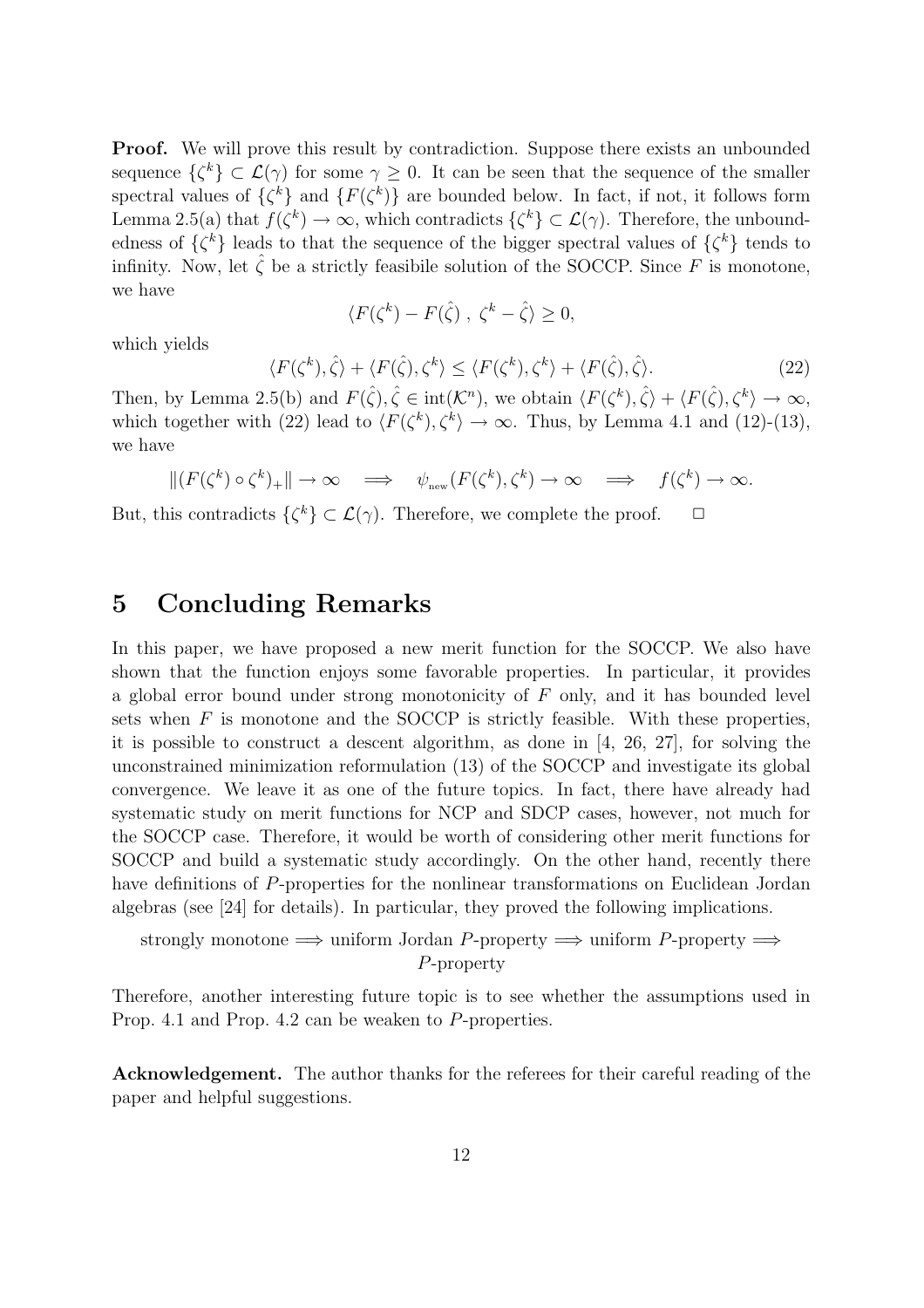**Proof.** We will prove this result by contradiction. Suppose there exists an unbounded sequence $\{\zeta^k\} \subset \mathcal{L}(\gamma)$ for some $\gamma \geq 0$. It can be seen that the sequence of the smaller spectral values of $\{\zeta^k\}$ and $\{F(\zeta^k)\}$ are bounded below. In fact, if not, it follows form Lemma 2.5(a) that $f(\zeta^k) \to \infty$, which contradicts $\{\zeta^k\} \subset \mathcal{L}(\gamma)$. Therefore, the unboundedness of $\{\zeta^k\}$ leads to that the sequence of the bigger spectral values of $\{\zeta^k\}$ tends to infinity. Now, let $\hat{\zeta}$ be a strictly feasibile solution of the SOCCP. Since $F$ is monotone, we have

$$\langle F(\zeta^k) - F(\hat{\zeta}) \ , \ \zeta^k - \hat{\zeta} \rangle \geq 0,$$

which yields

$$\langle F(\zeta^k), \hat{\zeta} \rangle + \langle F(\hat{\zeta}), \zeta^k \rangle \leq \langle F(\zeta^k), \zeta^k \rangle + \langle F(\hat{\zeta}), \hat{\zeta} \rangle. \tag{22}$$

Then, by Lemma 2.5(b) and $F(\hat{\zeta}), \hat{\zeta} \in \text{int}(\mathcal{K}^n)$, we obtain $\langle F(\zeta^k), \hat{\zeta} \rangle + \langle F(\hat{\zeta}), \zeta^k \rangle \to \infty$, which together with (22) lead to $\langle F(\zeta^k), \zeta^k \rangle \to \infty$. Thus, by Lemma 4.1 and (12)-(13), we have

$$\|(F(\zeta^k) \circ \zeta^k)_+\| \to \infty \quad \Longrightarrow \quad \psi_{\text{new}}(F(\zeta^k), \zeta^k) \to \infty \quad \Longrightarrow \quad f(\zeta^k) \to \infty.$$

But, this contradicts $\{\zeta^k\} \subset \mathcal{L}(\gamma)$. Therefore, we complete the proof. $\quad \Box$

# 5 Concluding Remarks

In this paper, we have proposed a new merit function for the SOCCP. We also have shown that the function enjoys some favorable properties. In particular, it provides a global error bound under strong monotonicity of $F$ only, and it has bounded level sets when $F$ is monotone and the SOCCP is strictly feasible. With these properties, it is possible to construct a descent algorithm, as done in [4, 26, 27], for solving the unconstrained minimization reformulation (13) of the SOCCP and investigate its global convergence. We leave it as one of the future topics. In fact, there have already had systematic study on merit functions for NCP and SDCP cases, however, not much for the SOCCP case. Therefore, it would be worth of considering other merit functions for SOCCP and build a systematic study accordingly. On the other hand, recently there have definitions of $P$-properties for the nonlinear transformations on Euclidean Jordan algebras (see [24] for details). In particular, they proved the following implications.

strongly monotone $\Longrightarrow$ uniform Jordan $P$-property $\Longrightarrow$ uniform $P$-property $\Longrightarrow$ $P$-property

Therefore, another interesting future topic is to see whether the assumptions used in Prop. 4.1 and Prop. 4.2 can be weaken to $P$-properties.

**Acknowledgement.** The author thanks for the referees for their careful reading of the paper and helpful suggestions.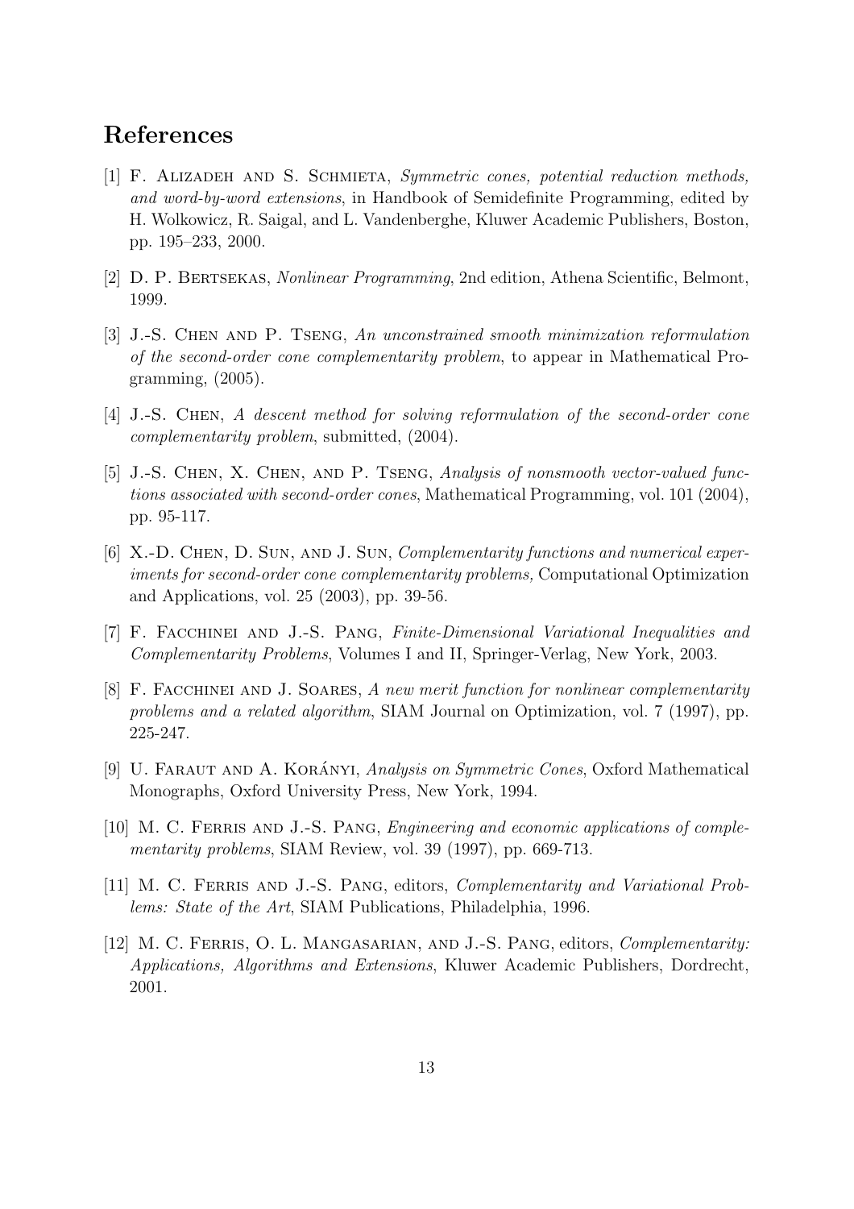## References

[1] F. Alizadeh and S. Schmieta, *Symmetric cones, potential reduction methods, and word-by-word extensions*, in Handbook of Semidefinite Programming, edited by H. Wolkowicz, R. Saigal, and L. Vandenberghe, Kluwer Academic Publishers, Boston, pp. 195–233, 2000.

[2] D. P. Bertsekas, *Nonlinear Programming*, 2nd edition, Athena Scientific, Belmont, 1999.

[3] J.-S. Chen and P. Tseng, *An unconstrained smooth minimization reformulation of the second-order cone complementarity problem*, to appear in Mathematical Programming, (2005).

[4] J.-S. Chen, *A descent method for solving reformulation of the second-order cone complementarity problem*, submitted, (2004).

[5] J.-S. Chen, X. Chen, and P. Tseng, *Analysis of nonsmooth vector-valued functions associated with second-order cones*, Mathematical Programming, vol. 101 (2004), pp. 95-117.

[6] X.-D. Chen, D. Sun, and J. Sun, *Complementarity functions and numerical experiments for second-order cone complementarity problems,* Computational Optimization and Applications, vol. 25 (2003), pp. 39-56.

[7] F. Facchinei and J.-S. Pang, *Finite-Dimensional Variational Inequalities and Complementarity Problems*, Volumes I and II, Springer-Verlag, New York, 2003.

[8] F. Facchinei and J. Soares, *A new merit function for nonlinear complementarity problems and a related algorithm*, SIAM Journal on Optimization, vol. 7 (1997), pp. 225-247.

[9] U. Faraut and A. Korányi, *Analysis on Symmetric Cones*, Oxford Mathematical Monographs, Oxford University Press, New York, 1994.

[10] M. C. Ferris and J.-S. Pang, *Engineering and economic applications of complementarity problems*, SIAM Review, vol. 39 (1997), pp. 669-713.

[11] M. C. Ferris and J.-S. Pang, editors, *Complementarity and Variational Problems: State of the Art*, SIAM Publications, Philadelphia, 1996.

[12] M. C. Ferris, O. L. Mangasarian, and J.-S. Pang, editors, *Complementarity: Applications, Algorithms and Extensions*, Kluwer Academic Publishers, Dordrecht, 2001.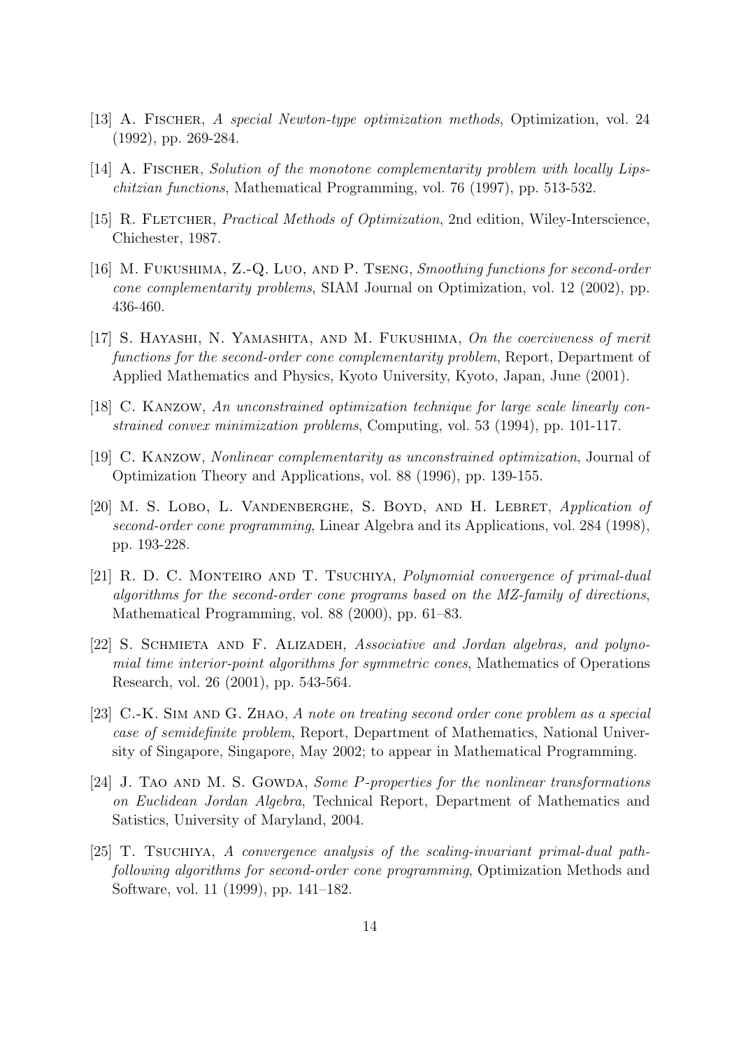[13] A. Fischer, *A special Newton-type optimization methods*, Optimization, vol. 24 (1992), pp. 269-284.

[14] A. Fischer, *Solution of the monotone complementarity problem with locally Lipschitzian functions*, Mathematical Programming, vol. 76 (1997), pp. 513-532.

[15] R. Fletcher, *Practical Methods of Optimization*, 2nd edition, Wiley-Interscience, Chichester, 1987.

[16] M. Fukushima, Z.-Q. Luo, and P. Tseng, *Smoothing functions for second-order cone complementarity problems*, SIAM Journal on Optimization, vol. 12 (2002), pp. 436-460.

[17] S. Hayashi, N. Yamashita, and M. Fukushima, *On the coerciveness of merit functions for the second-order cone complementarity problem*, Report, Department of Applied Mathematics and Physics, Kyoto University, Kyoto, Japan, June (2001).

[18] C. Kanzow, *An unconstrained optimization technique for large scale linearly constrained convex minimization problems*, Computing, vol. 53 (1994), pp. 101-117.

[19] C. Kanzow, *Nonlinear complementarity as unconstrained optimization*, Journal of Optimization Theory and Applications, vol. 88 (1996), pp. 139-155.

[20] M. S. Lobo, L. Vandenberghe, S. Boyd, and H. Lebret, *Application of second-order cone programming*, Linear Algebra and its Applications, vol. 284 (1998), pp. 193-228.

[21] R. D. C. Monteiro and T. Tsuchiya, *Polynomial convergence of primal-dual algorithms for the second-order cone programs based on the MZ-family of directions*, Mathematical Programming, vol. 88 (2000), pp. 61–83.

[22] S. Schmieta and F. Alizadeh, *Associative and Jordan algebras, and polynomial time interior-point algorithms for symmetric cones*, Mathematics of Operations Research, vol. 26 (2001), pp. 543-564.

[23] C.-K. Sim and G. Zhao, *A note on treating second order cone problem as a special case of semidefinite problem*, Report, Department of Mathematics, National University of Singapore, Singapore, May 2002; to appear in Mathematical Programming.

[24] J. Tao and M. S. Gowda, *Some $P$-properties for the nonlinear transformations on Euclidean Jordan Algebra*, Technical Report, Department of Mathematics and Satistics, University of Maryland, 2004.

[25] T. Tsuchiya, *A convergence analysis of the scaling-invariant primal-dual path-following algorithms for second-order cone programming*, Optimization Methods and Software, vol. 11 (1999), pp. 141–182.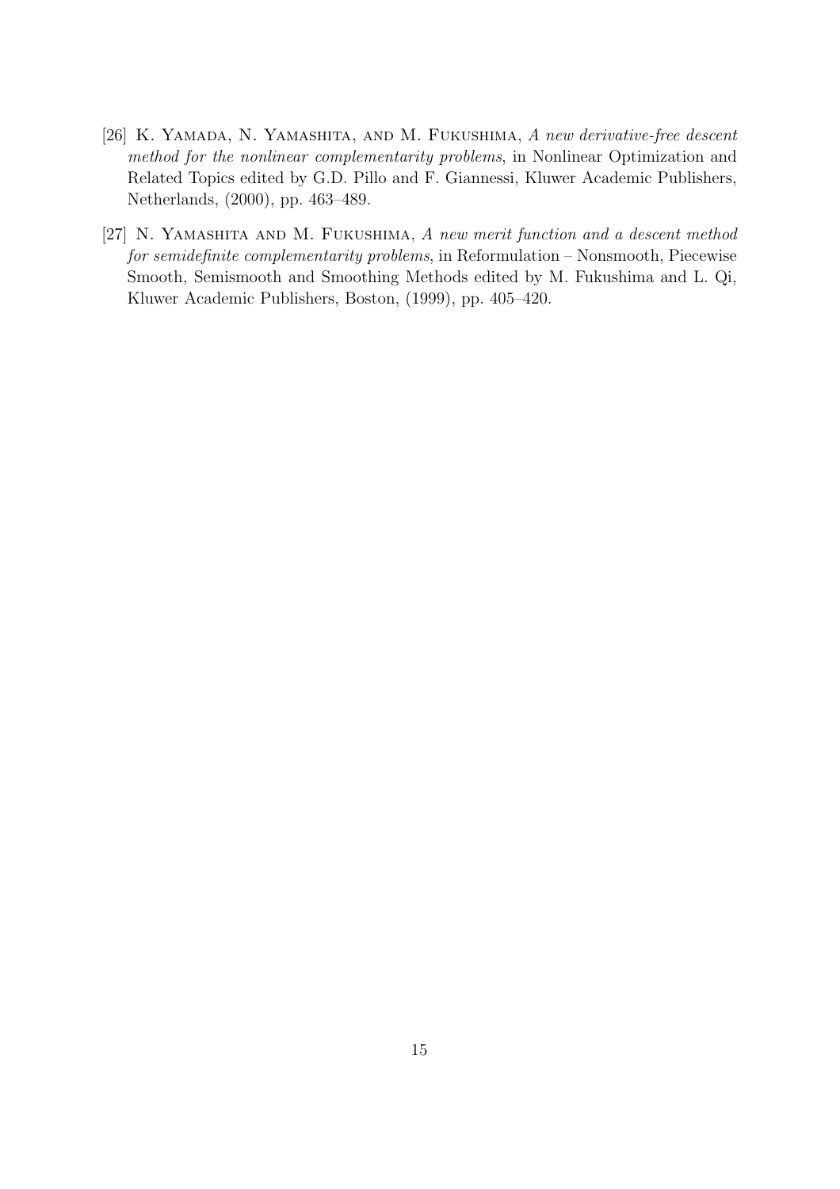[26] K. Yamada, N. Yamashita, and M. Fukushima, *A new derivative-free descent method for the nonlinear complementarity problems*, in Nonlinear Optimization and Related Topics edited by G.D. Pillo and F. Giannessi, Kluwer Academic Publishers, Netherlands, (2000), pp. 463–489.

[27] N. Yamashita and M. Fukushima, *A new merit function and a descent method for semidefinite complementarity problems*, in Reformulation – Nonsmooth, Piecewise Smooth, Semismooth and Smoothing Methods edited by M. Fukushima and L. Qi, Kluwer Academic Publishers, Boston, (1999), pp. 405–420.